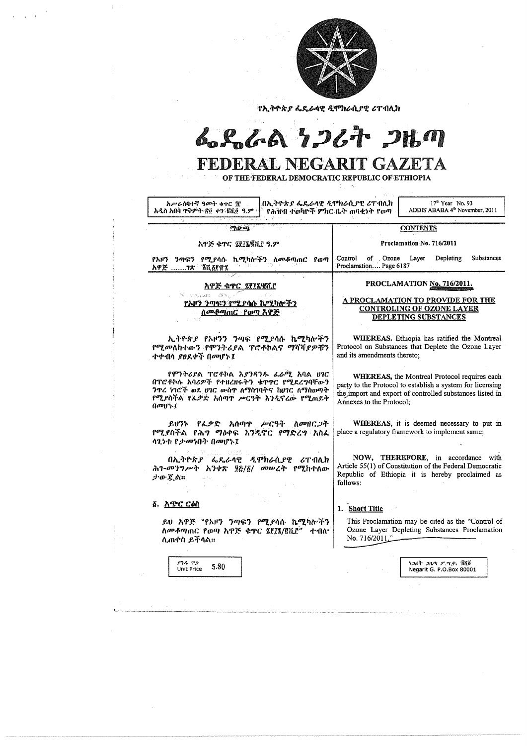የኢትዮጵያ ፌዴራላዊ ዲሞክራሲያዊ ሪፐብሊክ

# ፌዴራል ነጋሪት ጋዜጣ

# FEDERAL NEGARIT GAZETA

## OF THE FEDERAL DEMOCRATIC REPUBLIC OF ETHIOPIA

| አሥራሰባተኛ ዓመት ቁጥር ፺፫ አዲስ አበባ ጥቅምት ፳፬ ቀን ፪ሺ፬ ዓ.ም | በኢትዮጵያ ፌዴራላዊ ዲሞክራሲያዊ ሪፐብሊክ የሕዝብ ተወካዮች ምክር ቤት ጠባቂነት የወጣ | 17[th] Year No. 93 ADDIS ABABA 4[th] November, 2011 |
|---|---|---|

| ማውጫ | CONTENTS |
|---|---|
| አዋጅ ቁጥር ፯፻፲፮/፪ሺ፫ ዓ.ም | Proclamation No. 716/2011 |
| የኦዞን ንጣፍን የሚያሳሱ ኬሚካሎችን ለመቆጣጠር የወጣ አዋጅ ........ገጽ ፮ሺ፩፻፹፯ | Control of Ozone Layer Depleting Substances Proclamation.... Page 6187 |

**አዋጅ ቁጥር ፯፻፲፮/፪ሺ፫**

**የኦዞን ንጣፍን የሚያሳሱ ኬሚካሎችን ለመቆጣጠር የወጣ አዋጅ**

ኢትዮጵያ የኦዞን ንጣፍ የሚያሳሱ ኬሚካሎችን የሚመለከተውን የሞንትሪያል ፕሮቶኮልና ማሻሻያዎቹን ተቀብላ ያፀደቀች በመሆኑ፤

የሞንትሪያል ፕሮቶኮል እያንዳንዱ ፈራሚ አባል ሀገር በፕሮቶኮሉ አባሪዎች የተዘረዘሩትን ቁጥጥር የሚደረግባቸውን ንጥረ ነገሮች ወደ ሀገር ውስጥ ለማስገባትና ከሀገር ለማስወጣት የሚያስችል የፈቃድ አሰጣጥ ሥርዓት እንዲኖረው የሚጠይቅ በመሆኑ፤

ይህንኑ የፈቃድ አሰጣጥ ሥርዓት ለመዘርጋት የሚያስችል የሕግ ማዕቀፍ እንዲኖር የማድረግ አስፈላጊነቱ የታመነበት በመሆኑ፤

በኢትዮጵያ ፌዴራላዊ ዲሞክራሲያዊ ሪፐብሊክ ሕገ-መንግሥት አንቀጽ ፶፭/፩/ መሠረት የሚከተለው ታውጇል።

**፩. አጭር ርዕስ**

ይህ አዋጅ "የኦዞን ንጣፍን የሚያሳሱ ኬሚካሎችን ለመቆጣጠር የወጣ አዋጅ ቁጥር ፯፻፲፮/፪ሺ፫" ተብሎ ሊጠቀስ ይችላል።

**PROCLAMATION No. 716/2011.**

**A PROCLAMATION TO PROVIDE FOR THE CONTROLING OF OZONE LAYER DEPLETING SUBSTANCES**

**WHEREAS**, Ethiopia has ratified the Montreal Protocol on Substances that Deplete the Ozone Layer and its amendments thereto;

**WHEREAS**, the Montreal Protocol requires each party to the Protocol to establish a system for licensing the import and export of controlled substances listed in Annexes to the Protocol;

**WHEREAS**, it is deemed necessary to put in place a regulatory framework to implement same;

**NOW, THEREFORE**, in accordance with Article 55(1) of Constitution of the Federal Democratic Republic of Ethiopia it is hereby proclaimed as follows:

**1. Short Title**

This Proclamation may be cited as the "Control of Ozone Layer Depleting Substances Proclamation No. 716/2011."

ያንዱ ዋጋ Unit Price 5.80

ነጋሪት ጋዜጣ ፖ.ሣ.ቁ. ፹ሺ፩ Negarit G. P.O.Box 80001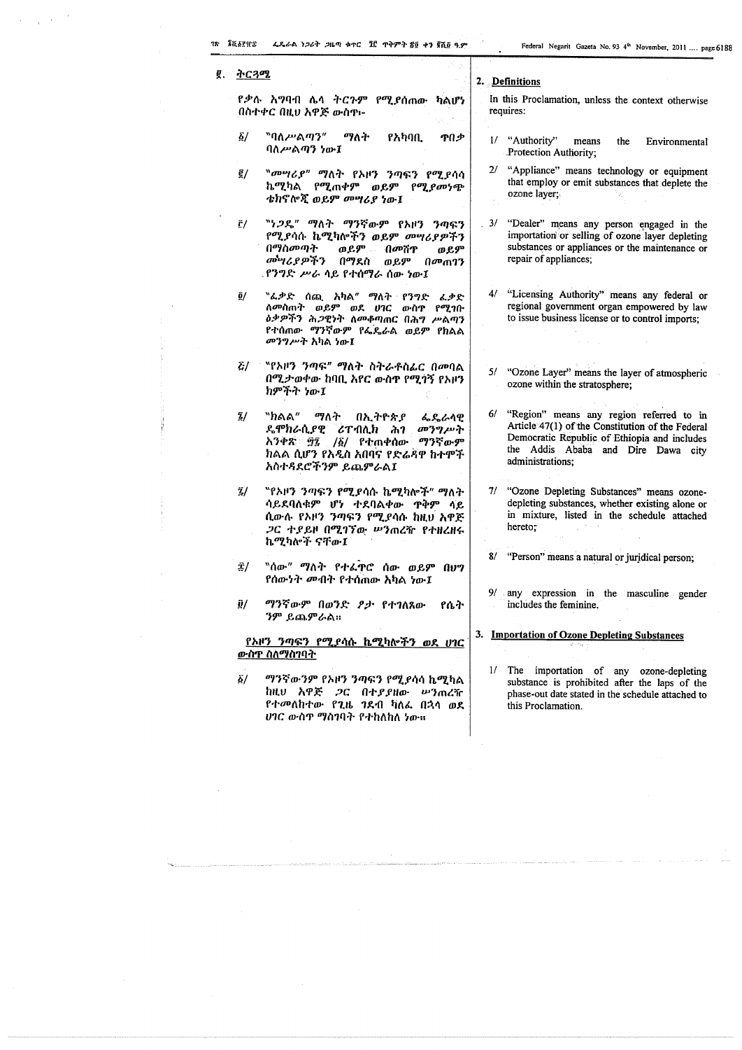## ፪. ትርጓሜ

የቃሉ አገባብ ሌላ ትርጉም የሚያሰጠው ካልሆነ በስተቀር በዚህ አዋጅ ውስጥ፦

፩/ "ባለሥልጣን" ማለት የአካባቢ ጥበቃ ባለሥልጣን ነው፤

፪/ "መሣሪያ" ማለት የኦዞን ንጣፍን የሚያሳሳ ኬሚካል የሚጠቀም ወይም የሚያመነጭ ቴክኖሎጂ ወይም መሣሪያ ነው፤

፫/ "ነጋዴ" ማለት ማንኛውም የኦዞን ንጣፍን የሚያሳሱ ኬሚካሎችን ወይም መሣሪያዎችን በማስመጣት ወይም በመሸጥ ወይም መሣሪያዎችን በማደስ ወይም በመጠገን የንግድ ሥራ ላይ የተሰማራ ሰው ነው፤

፬/ "ፈቃድ ሰጪ አካል" ማለት የንግድ ፈቃድ ለመስጠት ወይም ወደ ሀገር ውስጥ የሚገቡ ዕቃዎችን ሕጋዊነት ለመቆጣጠር በሕግ ሥልጣን የተሰጠው ማንኛውም የፌዴራል ወይም የክልል መንግሥት አካል ነው፤

፭/ "የኦዞን ንጣፍ" ማለት ስትራቶስፌር በመባል በሚታወቀው ከባቢ አየር ውስጥ የሚገኝ የኦዞን ክምችት ነው፤

፮/ "ክልል" ማለት በኢትዮጵያ ፌዴራላዊ ዴሞክራሲያዊ ሪፐብሊክ ሕገ መንግሥት አንቀጽ ፵፯ /፩/ የተጠቀሰው ማንኛውም ክልል ሲሆን የአዲስ አበባና የድሬዳዋ ከተሞች አስተዳደሮችንም ይጨምራል፤

፯/ "የኦዞን ንጣፍን የሚያሳሱ ኬሚካሎች" ማለት ሳይደባለቁም ሆነ ተደባልቀው ጥቅም ላይ ሲውሉ የኦዞን ንጣፍን የሚያሳሱ ከዚህ አዋጅ ጋር ተያይዞ በሚገኘው ሠንጠረዥ የተዘረዘሩ ኬሚካሎች ናቸው፤

፰/ "ሰው" ማለት የተፈጥሮ ሰው ወይም በሀግ የሰውነት መብት የተሰጠው አካል ነው፤

፱/ ማንኛውም በወንድ ፆታ የተገለጸው የሴት ፆታንም ይጨምራል።

## የኦዞን ንጣፍን የሚያሳሱ ኬሚካሎችን ወደ ሀገር ውስጥ ስለማስገባት

፩/ ማንኛውም የኦዞን ንጣፍን የሚያሳሳ ኬሚካል ከዚህ አዋጅ ጋር በተያያዘው ሠንጠረዥ የተመለከተው የጊዜ ገደብ ካለፈ በኋላ ወደ ሀገር ውስጥ ማስገባት የተከለከለ ነው።

## 2. Definitions

In this Proclamation, unless the context otherwise requires:

1/ "Authority" means the Environmental Protection Authority;

2/ "Appliance" means technology or equipment that employ or emit substances that deplete the ozone layer;

3/ "Dealer" means any person engaged in the importation or selling of ozone layer depleting substances or appliances or the maintenance or repair of appliances;

4/ "Licensing Authority" means any federal or regional government organ empowered by law to issue business license or to control imports;

5/ "Ozone Layer" means the layer of atmospheric ozone within the stratosphere;

6/ "Region" means any region referred to in Article 47(1) of the Constitution of the Federal Democratic Republic of Ethiopia and includes the Addis Ababa and Dire Dawa city administrations;

7/ "Ozone Depleting Substances" means ozone-depleting substances, whether existing alone or in mixture, listed in the schedule attached hereto;

8/ "Person" means a natural or juridical person;

9/ any expression in the masculine gender includes the feminine.

## 3. Importation of Ozone Depleting Substances

1/ The importation of any ozone-depleting substance is prohibited after the laps of the phase-out date stated in the schedule attached to this Proclamation.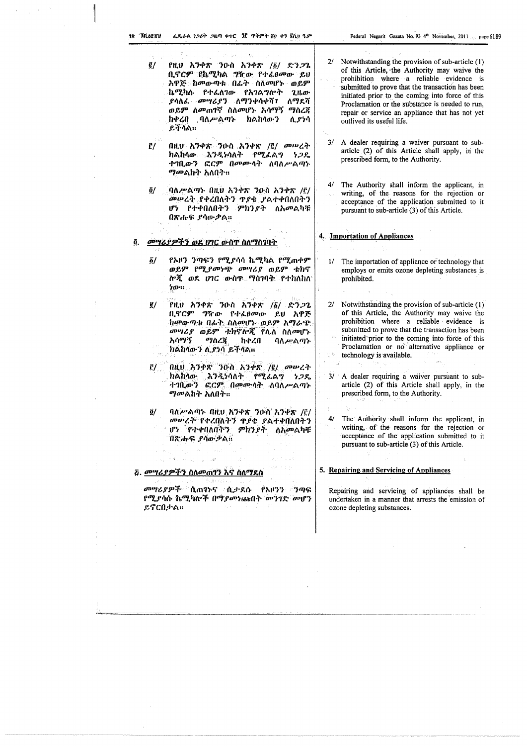፪/ የዚህ አንቀጽ ንዑስ አንቀጽ /፩/ ድንጋጌ ቢኖርም የኬሚካል ግዥው የተፈፀመው ይህ አዋጅ ከመውጣቱ በፊት ስለመሆኑ ወይም ኬሚካሉ የተፈለገው የአገልግሎት ጊዜው ያላለፈ መሣሪያን ለማንቀሳቀሻ፣ ለማደሻ ወይም ለመጠገኛ ስለመሆኑ አሳማኝ ማስረጃ ከቀረበ ባለሥልጣኑ ክልከላውን ሊያነሳ ይችላል።

፫/ በዚህ አንቀጽ ንዑስ አንቀጽ /፪/ መሠረት ክልከላው እንዲነሳለት የሚፈልግ ነጋዴ ተገቢውን ፎርም በመሙላት ለባለሥልጣኑ ማመልከት አለበት።

፬/ ባለሥልጣኑ በዚህ አንቀጽ ንዑስ አንቀጽ /፫/ መሠረት የቀረበለትን ጥያቄ ያልተቀበለበትን ሆነ የተቀበለበትን ምክንያት ለአመልካቹ በጽሑፍ ያሳውቃል።

## ፬. መሣሪያዎችን ወደ ሀገር ውስጥ ስለማስገባት

፩/ የኦዞን ንጣፍን የሚያሳሳ ኬሚካል የሚጠቀም ወይም የሚያመነጭ መሣሪያ ወይም ቴክኖሎጂ ወደ ሀገር ውስጥ ማስገባት የተከለከለ ነው።

፪/ የዚህ አንቀጽ ንዑስ አንቀጽ /፩/ ድንጋጌ ቢኖርም ግዥው የተፈፀመው ይህ አዋጅ ከመውጣቱ በፊት ስለመሆኑ ወይም አማራጭ መሣሪያ ወይም ቴክኖሎጂ የሌለ ስለመሆኑ አሳማኝ ማስረጃ ከቀረበ ባለሥልጣኑ ክልከላውን ሊያነሳ ይችላል።

፫/ በዚህ አንቀጽ ንዑስ አንቀጽ /፪/ መሠረት ክልከላው እንዲነሳለት የሚፈልግ ነጋዴ ተገቢውን ፎርም በመሙላት ለባለሥልጣኑ ማመልከት አለበት።

፬/ ባለሥልጣኑ በዚህ አንቀጽ ንዑስ አንቀጽ /፫/ መሠረት የቀረበለትን ጥያቄ ያልተቀበለበትን ሆነ የተቀበለበትን ምክንያት ለአመልካቹ በጽሑፍ ያሳውቃል።

## ፭. መሣሪያዎችን ስለመጠገን እና ስለማደስ

መሣሪያዎች ሲጠገኑና ሲታደሱ የኦዞን ንጣፍ የሚያሳሱ ኬሚካሎች በማያመነጩበት መንገድ መሆን ይኖርበታል።

2/ Notwithstanding the provision of sub-article (1) of this Article, the Authority may waive the prohibition where a reliable evidence is submitted to prove that the transaction has been initiated prior to the coming into force of this Proclamation or the substance is needed to run, repair or service an appliance that has not yet outlived its useful life.

3/ A dealer requiring a waiver pursuant to sub-article (2) of this Article shall apply, in the prescribed form, to the Authority.

4/ The Authority shall inform the applicant, in writing, of the reasons for the rejection or acceptance of the application submitted to it pursuant to sub-article (3) of this Article.

## 4. Importation of Appliances

1/ The importation of appliance or technology that employs or emits ozone depleting substances is prohibited.

2/ Notwithstanding the provision of sub-article (1) of this Article, the Authority may waive the prohibition where a reliable evidence is submitted to prove that the transaction has been initiated prior to the coming into force of this Proclamation or no alternative appliance or technology is available.

3/ A dealer requiring a waiver pursuant to sub-article (2) of this Article shall apply, in the prescribed form, to the Authority.

4/ The Authority shall inform the applicant, in writing, of the reasons for the rejection or acceptance of the application submitted to it pursuant to sub-article (3) of this Article.

## 5. Repairing and Servicing of Appliances

Repairing and servicing of appliances shall be undertaken in a manner that arrests the emission of ozone depleting substances.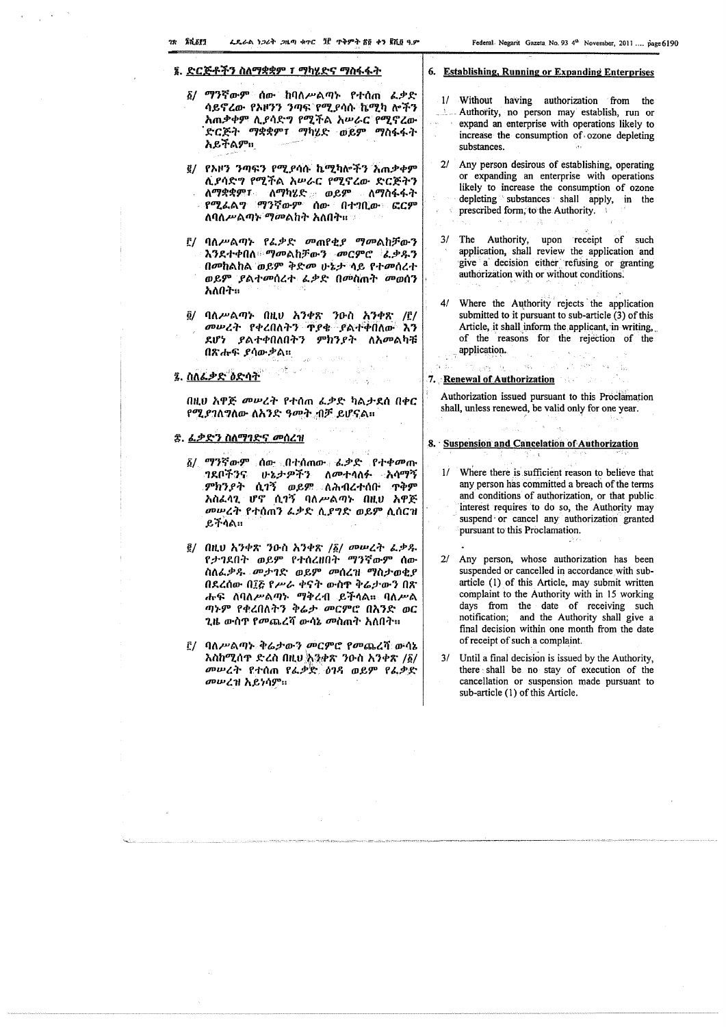## ፮. ድርጅቶችን ስለማቋቋም ፣ ማካሄድና ማስፋፋት

፩/ ማንኛውም ሰው ከባለሥልጣኑ የተሰጠ ፈቃድ ሳይኖረው የኦዞን ንጣፍ የሚያሳሱ ኬሚካ ሎችን አጠቃቀም ሊያሳድግ የሚችል አሠራር የሚኖረው ድርጅት ማቋቋም፣ ማካሄድ ወይም ማስፋፋት አይችልም።

፪/ የኦዞን ንጣፍን የሚያሳሱ ኬሚካሎችን አጠቃቀም ሊያሳድግ የሚችል አሠራር የሚኖረው ድርጅትን ለማቋቋም፣ ለማካሄድ ወይም ለማስፋፋት የሚፈልግ ማንኛውም ሰው በተገቢው ፎርም ለባለሥልጣኑ ማመልከት አለበት።

፫/ ባለሥልጣኑ የፈቃድ መጠየቂያ ማመልከቻውን እንደተቀበለ ማመልከቻውን መርምሮ ፈቃዱን በመከልከል ወይም ቅድመ ሁኔታ ላይ የተመሰረተ ወይም ያልተመሰረተ ፈቃድ በመስጠት መወሰን አለበት።

፬/ ባለሥልጣኑ በዚህ አንቀጽ ንዑስ አንቀጽ /፫/ መሠረት የቀረበለትን ጥያቄ ያልተቀበለው እንደሆነ ያልተቀበለበትን ምክንያት ለአመልካቹ በጽሑፍ ያሳውቃል።

## ፯. ስለፈቃድ ዕድሳት

በዚህ አዋጅ መሠረት የተሰጠ ፈቃድ ካልታደሰ በቀር የሚያገለግለው ለአንድ ዓመት ብቻ ይሆናል።

## ፰. ፈቃድን ስለማገድና መሰረዝ

፩/ ማንኛውም ሰው በተሰጠው ፈቃድ የተቀመጡ ገደቦችንና ሁኔታዎችን ለመተላለፉ አሳማኝ ምክንያት ሲገኝ ወይም ለሕብረተሰቡ ጥቅም አስፈላጊ ሆኖ ሲገኝ ባለሥልጣኑ በዚህ አዋጅ መሠረት የተሰጠን ፈቃድ ሊያግድ ወይም ሊሰርዝ ይችላል።

፪/ በዚህ አንቀጽ ንዑስ አንቀጽ /፩/ መሠረት ፈቃዱ የታገደበት ወይም የተሰረዘበት ማንኛውም ሰው ስለፈቃዱ መታገድ ወይም መሰረዝ ማስታወቂያ በደረሰው በ፲፭ የሥራ ቀናት ውስጥ ቅሬታውን በጽሑፍ ለባለሥልጣኑ ማቅረብ ይችላል። ባለሥልጣኑም የቀረበለትን ቅሬታ መርምሮ በአንድ ወር ጊዜ ውስጥ የመጨረሻ ውሳኔ መስጠት አለበት።

፫/ ባለሥልጣኑ ቅሬታውን መርምሮ የመጨረሻ ውሳኔ እስከሚሰጥ ድረስ በዚህ አንቀጽ ንዑስ አንቀጽ /፩/ መሠረት የተሰጠ የፈቃድ ዕገዳ ወይም የፈቃድ መሰረዝ አይነሳም።

## 6. Establishing, Running or Expanding Enterprises

1/ Without having authorization from the Authority, no person may establish, run or expand an enterprise with operations likely to increase the consumption of ozone depleting substances.

2/ Any person desirous of establishing, operating or expanding an enterprise with operations likely to increase the consumption of ozone depleting substances shall apply, in the prescribed form, to the Authority.

3/ The Authority, upon receipt of such application, shall review the application and give a decision either refusing or granting authorization with or without conditions.

4/ Where the Authority rejects the application submitted to it pursuant to sub-article (3) of this Article, it shall inform the applicant, in writing, of the reasons for the rejection of the application.

## 7. Renewal of Authorization

Authorization issued pursuant to this Proclamation shall, unless renewed, be valid only for one year.

## 8. Suspension and Cancelation of Authorization

1/ Where there is sufficient reason to believe that any person has committed a breach of the terms and conditions of authorization, or that public interest requires to do so, the Authority may suspend or cancel any authorization granted pursuant to this Proclamation.

2/ Any person, whose authorization has been suspended or cancelled in accordance with sub-article (1) of this Article, may submit written complaint to the Authority with in 15 working days from the date of receiving such notification; and the Authority shall give a final decision within one month from the date of receipt of such a complaint.

3/ Until a final decision is issued by the Authority, there shall be no stay of execution of the cancellation or suspension made pursuant to sub-article (1) of this Article.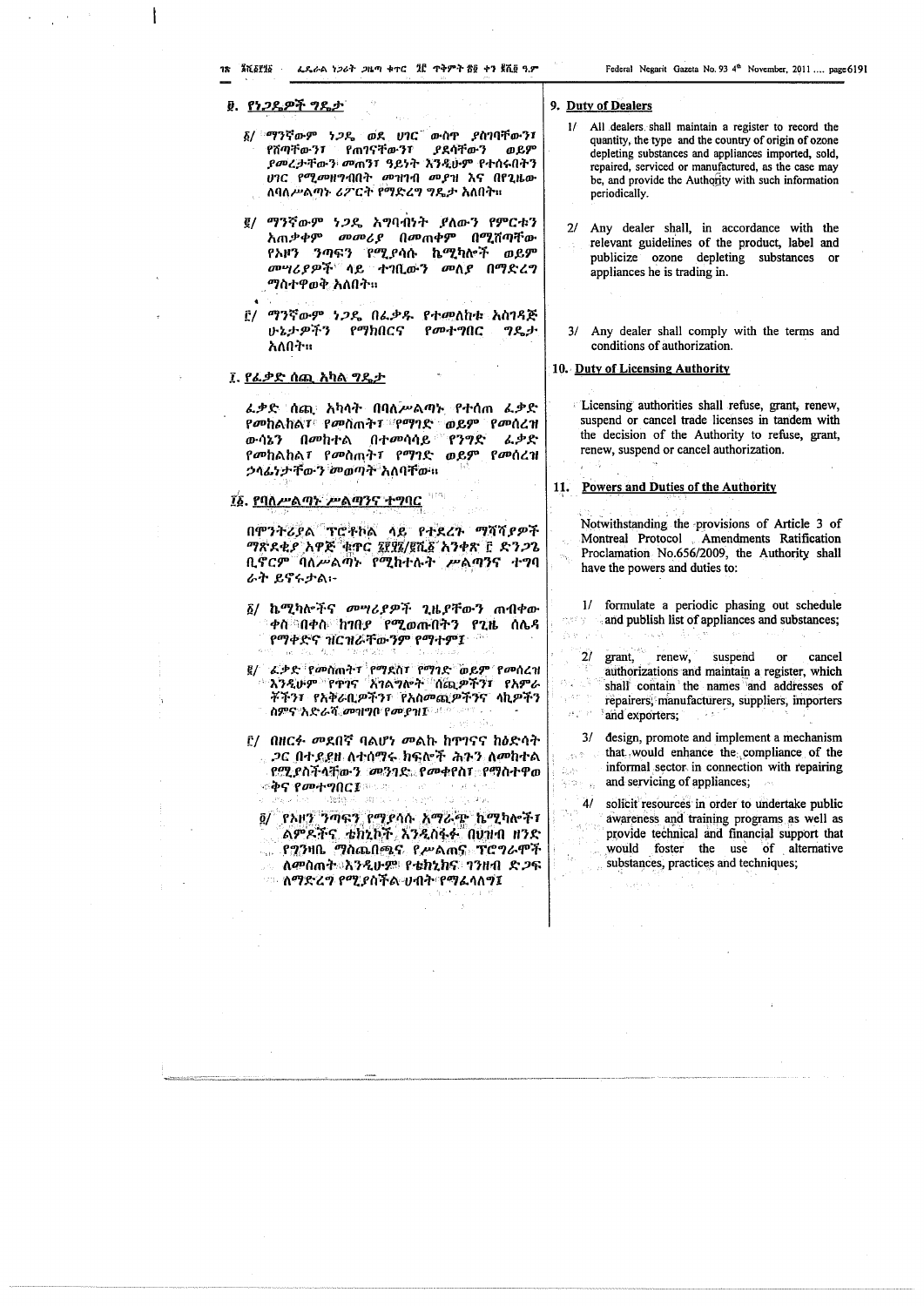## ፱. የነጋዴዎች ግዴታ

፩/ ማንኛውም ነጋዴ ወደ ሀገር ውስጥ ያስገባቸውን፣ የሸጣቸውን፣ የጠገናቸውን፣ ያደሳቸውን ወይም ያመረታቸውን መጠን፣ ዓይነት እንዲሁም የተሰሩበትን ሀገር የሚመዘግብበት መዝገብ መያዝ እና በየጊዜው ለባለሥልጣኑ ሪፖርት የማድረግ ግዴታ አለበት።

፪/ ማንኛውም ነጋዴ አግባብነት ያለውን የምርቱን አጠቃቀም መመሪያ በመጠቀም በሚሸጣቸው የኦዞን ንጣፍን የሚያሳሱ ኬሚካሎች ወይም መሣሪያዎች ላይ ተገቢውን መለያ በማድረግ ማስተዋወቅ አለበት።

፫/ ማንኛውም ነጋዴ በፈቃዱ የተመለከቱ አስገዳጅ ሁኔታዎችን የማክበርና የመተግበር ግዴታ አለበት።

## ፲. የፈቃድ ሰጪ አካል ግዴታ

ፈቃድ ሰጪ አካላት በባለሥልጣኑ የተሰጠ ፈቃድ የመከልከል፣ የመስጠት፣ የማገድ ወይም የመሰረዝ ውሳኔን በመከተል በተመሳሳይ የንግድ ፈቃድ የመከልከል፣ የመስጠት፣ የማገድ ወይም የመሰረዝ ኃላፊነታቸውን መወጣት አለባቸው።

## ፲፩. የባለሥልጣኑ ሥልጣንና ተግባር

በሞንትሪያል ፕሮቶኮል ላይ የተደረጉ ማሻሻያዎች ማጽደቂያ አዋጅ ቁጥር ፮፻፶፮/፪ሺ፩ አንቀጽ ፫ ድንጋጌ ቢኖርም ባለሥልጣኑ የሚከተሉት ሥልጣንና ተግባራት ይኖሩታል፦

፩/ ኬሚካሎችና መሣሪያዎች ጊዜያቸውን ጠብቀው ቀስ በቀስ ከገበያ የሚወጡበትን የጊዜ ሰሌዳ የማቀድና ዝርዝራቸውንም የማተም፤

፪/ ፈቃድ የመስጠት፣ የማደስ፣ የማገድ ወይም የመሰረዝ እንዲሁም የጥገና አገልግሎት ሰጪዎችን፣ የአምራቾችን፣ የአቅራቢዎችን፣ የአስመጪዎችንና ላኪዎችን ስምና አድራሻ መዝገብ የመያዝ፤

፫/ በዘርፉ መደበኛ ባልሆነ መልኩ ከጥገናና ከዕድሳት ጋር በተያያዘ ለተሰማሩ ክፍሎች ሕጉን ለመከተል የሚያስችላቸውን መንገድ የመቀየስ፣ የማስተዋወቅና የመተግበር፤

፬/ የኦዞን ንጣፍን የማያሳሱ አማራጭ ኬሚካሎች፣ ልምዶችና ቴክኒኮች እንዲስፋፉ በህዝብ ዘንድ የግንዛቤ ማስጨበጫና የሥልጠና ፕሮግራሞች ለመስጠት እንዲሁም የቴክኒክና ገንዘብ ድጋፍ ለማድረግ የሚያስችል ሀብት የማፈላለግ፤

## 9. Duty of Dealers

1/ All dealers shall maintain a register to record the quantity, the type and the country of origin of ozone depleting substances and appliances imported, sold, repaired, serviced or manufactured, as the case may be, and provide the Authority with such information periodically.

2/ Any dealer shall, in accordance with the relevant guidelines of the product, label and publicize ozone depleting substances or appliances he is trading in.

3/ Any dealer shall comply with the terms and conditions of authorization.

## 10. Duty of Licensing Authority

Licensing authorities shall refuse, grant, renew, suspend or cancel trade licenses in tandem with the decision of the Authority to refuse, grant, renew, suspend or cancel authorization.

## 11. Powers and Duties of the Authority

Notwithstanding the provisions of Article 3 of Montreal Protocol Amendments Ratification Proclamation No.656/2009, the Authority shall have the powers and duties to:

1/ formulate a periodic phasing out schedule and publish list of appliances and substances;

2/ grant, renew, suspend or cancel authorizations and maintain a register, which shall contain the names and addresses of repairers, manufacturers, suppliers, importers and exporters;

3/ design, promote and implement a mechanism that would enhance the compliance of the informal sector in connection with repairing and servicing of appliances;

4/ solicit resources in order to undertake public awareness and training programs as well as provide technical and financial support that would foster the use of alternative substances, practices and techniques;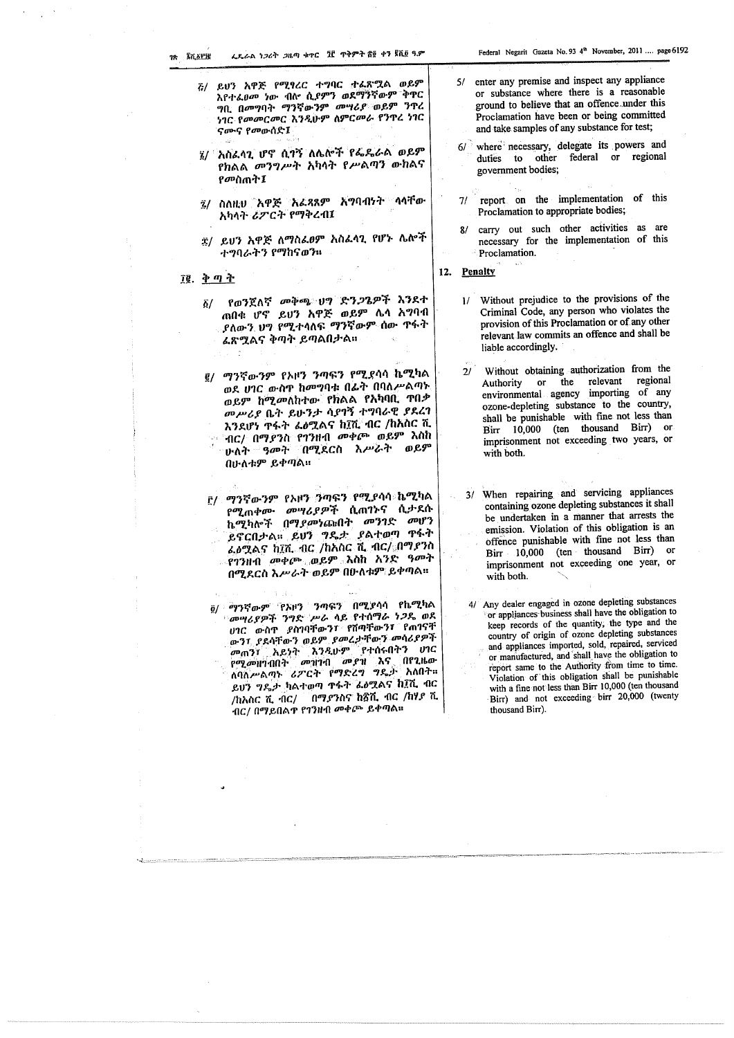፭/ ይህን አዋጅ የሚፃረር ተግባር ተፈጽሟል ወይም እየተፈፀመ ነው ብሎ ሲያምን ወደማንኛውም ቅጥር ግቢ በመግባት ማንኛውንም መሣሪያ ወይም ንጥረ ነገር የመመርመር እንዲሁም ለምርመራ የንጥረ ነገር ናሙና የመውሰድ፤

፮/ አስፈላጊ ሆኖ ሲገኝ ለሌሎች የፌዴራል ወይም የክልል መንግሥት አካላት የሥልጣን ውክልና የመስጠት፤

፯/ ስለዚህ አዋጅ አፈጻጸም አግባብነት ላላቸው አካላት ሪፖርት የማቅረብ፤

፰/ ይህን አዋጅ ለማስፈፀም አስፈላጊ የሆኑ ሌሎች ተግባራትን የማከናወን።

## ፲፪. ቅጣት

፩/ የወንጀለኛ መቅጫ ህግ ድንጋጌዎች እንደተጠበቁ ሆኖ ይህን አዋጅ ወይም ሌላ አግባብ ያለውን ህግ የሚተላለፍ ማንኛውም ሰው ጥፋት ፈጽሟል ቅጣት ይጣልበታል።

፪/ ማንኛውንም የኦዞን ንጣፍን የሚያሳሳ ኬሚካል ወደ ሀገር ውስጥ ከመግባቱ በፊት በባለሥልጣኑ ወይም ከሚመለከተው የክልል የአካባቢ ጥበቃ መሥሪያ ቤት ይሁንታ ሳያገኝ ተግባራዊ ያደረገ እንደሆነ ጥፋት ፈፅሟል ከ፲ሺ ብር /ከአስር ሺ ብር/ በማያንስ የገንዘብ መቀጮ ወይም እስከ ሁለት ዓመት በሚደርስ እሥራት ወይም በሁለቱም ይቀጣል።

፫/ ማንኛውም የኦዞን ንጣፍን የሚያሳሳ ኬሚካል የሚጠቀሙ መሣሪያዎች ሲጠገኑና ሲታደሱ ኬሚካሎች በማያመነጩበት መንገድ መሆን ይኖርበታል። ይህን ግዴታ ያልተወጣ ጥፋት ፈፅሟል ከ፲ሺ ብር /ከአስር ሺ ብር/ በማያንስ የገንዘብ መቀጮ ወይም እስከ አንድ ዓመት በሚደርስ እሥራት ወይም በሁለቱም ይቀጣል።

፬/ ማንኛውም የኦዞን ንጣፍን በሚያሳሳ የኬሚካል መሣሪያዎች ንግድ ሥራ ላይ የተሰማራ ነጋዴ ወደ ሀገር ውስጥ ያስገባቸውን፣ የሸጣቸውን፣ የጠገናቸውን ያደሳቸውን ወይም ያመረታቸውን መሳሪያዎች መጠን፣ አይነት እንዲሁም የተሰሩበትን ሀገር የሚመዘግብበት መዝገብ መያዝ እና በየጊዜው ለባለሥልጣኑ ሪፖርት የማድረግ ግዴታ አለበት። ይህን ግዴታ ካልተወጣ ጥፋት ፈፅሟል ከ፲ሺ ብር /ከአስር ሺ ብር/ በማያንስና ከ፳ሺ ብር /ከሃያ ሺ ብር/ በማይበልጥ የገንዘብ መቀጮ ይቀጣል።

5/ enter any premise and inspect any appliance or substance where there is a reasonable ground to believe that an offence under this Proclamation have been or being committed and take samples of any substance for test;

6/ where necessary, delegate its powers and duties to other federal or regional government bodies;

7/ report on the implementation of this Proclamation to appropriate bodies;

8/ carry out such other activities as are necessary for the implementation of this Proclamation.

## 12. Penalty

1/ Without prejudice to the provisions of the Criminal Code, any person who violates the provision of this Proclamation or of any other relevant law commits an offence and shall be liable accordingly.

2/ Without obtaining authorization from the Authority or the relevant regional environmental agency importing of any ozone-depleting substance to the country, shall be punishable with fine not less than Birr 10,000 (ten thousand Birr) or imprisonment not exceeding two years, or with both.

3/ When repairing and servicing appliances containing ozone depleting substances it shall be undertaken in a manner that arrests the emission. Violation of this obligation is an offence punishable with fine not less than Birr 10,000 (ten thousand Birr) or imprisonment not exceeding one year, or with both.

4/ Any dealer engaged in ozone depleting substances or appliances business shall have the obligation to keep records of the quantity, the type and the country of origin of ozone depleting substances and appliances imported, sold, repaired, serviced or manufactured, and shall have the obligation to report same to the Authority from time to time. Violation of this obligation shall be punishable with a fine not less than Birr 10,000 (ten thousand Birr) and not exceeding birr 20,000 (twenty thousand Birr).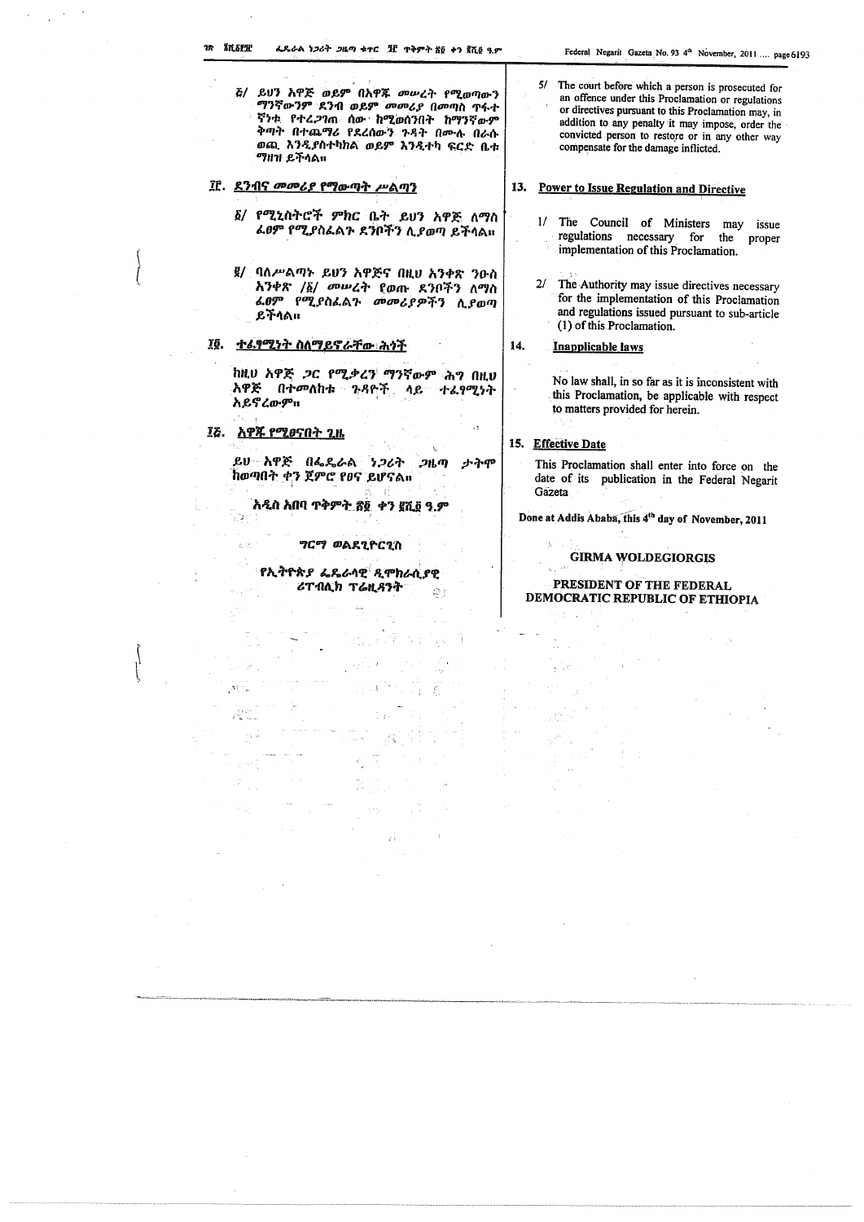፭/ ይህን አዋጅ ወይም በአዋጁ መሠረት የሚወጣውን ማንኛውንም ደንብ ወይም መመሪያ በመጣስ ጥፋተኛነቱ የተረጋገጠ ሰው ከሚወሰንበት ከማንኛውም ቅጣት በተጨማሪ የደረሰውን ጉዳት በሙሉ በራሱ ወጪ እንዲያስተካክል ወይም እንዲተካ ፍርድ ቤቱ ማዘዝ ይችላል።

## ፲፫. ደንብና መመሪያ የማውጣት ሥልጣን

፩/ የሚኒስትሮች ምክር ቤት ይህን አዋጅ ለማስፈፀም የሚያስፈልጉ ደንቦችን ሊያወጣ ይችላል።

፪/ ባለሥልጣኑ ይህን አዋጅና በዚህ አንቀጽ ንዑስ አንቀጽ /፩/ መሠረት የወጡ ደንቦችን ለማስፈፀም የሚያስፈልጉ መመሪያዎችን ሊያወጣ ይችላል።

## ፲፬. ተፈፃሚነት ስለማይኖራቸው ሕጎች

ከዚህ አዋጅ ጋር የሚቃረን ማንኛውም ሕግ በዚህ አዋጅ በተመለከቱ ጉዳዮች ላይ ተፈፃሚነት አይኖረውም።

## ፲፭. አዋጁ የሚፀናበት ጊዜ

ይህ አዋጅ በፌዴራል ነጋሪት ጋዜጣ ታትሞ ከወጣበት ቀን ጀምሮ የፀና ይሆናል።

አዲስ አበባ ጥቅምት ፳፬ ቀን ፪ሺ፬ ዓ.ም

ግርማ ወልደጊዮርጊስ

የኢትዮጵያ ፌዴራላዊ ዲሞክራሲያዊ ሪፐብሊክ ፕሬዚዳንት

5/ The court before which a person is prosecuted for an offence under this Proclamation or regulations or directives pursuant to this Proclamation may, in addition to any penalty it may impose, order the convicted person to restore or in any other way compensate for the damage inflicted.

## 13. Power to Issue Regulation and Directive

1/ The Council of Ministers may issue regulations necessary for the proper implementation of this Proclamation.

2/ The Authority may issue directives necessary for the implementation of this Proclamation and regulations issued pursuant to sub-article (1) of this Proclamation.

## 14. Inapplicable laws

No law shall, in so far as it is inconsistent with this Proclamation, be applicable with respect to matters provided for herein.

## 15. Effective Date

This Proclamation shall enter into force on the date of its publication in the Federal Negarit Gazeta

Done at Addis Ababa, this 4th day of November, 2011

GIRMA WOLDEGIORGIS

PRESIDENT OF THE FEDERAL DEMOCRATIC REPUBLIC OF ETHIOPIA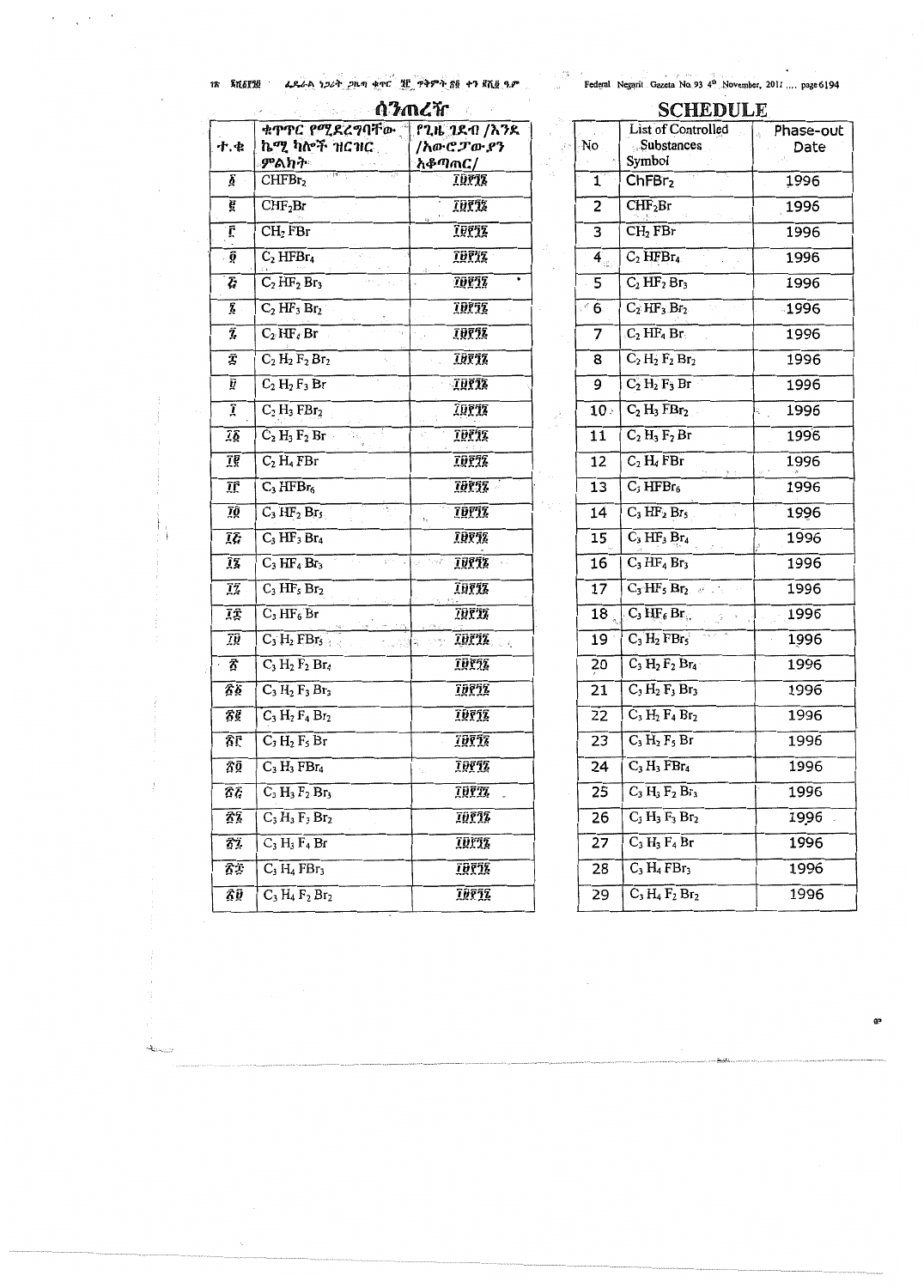## ሰንጠረዥ

| ተ.ቁ | ቁጥጥር የሚደረግባቸው ኬሚካሎች ዝርዝር ምልክት | የጊዜ ገደብ /እንደ /አውሮፓውያን አቆጣጠር/ |
|---|---|---|
| ፩ | $CHFBr_2$ | ፲፱፻፺፮ |
| ፪ | $CHF_2Br$ | ፲፱፻፺፮ |
| ፫ | $CH_2FBr$ | ፲፱፻፺፮ |
| ፬ | $C_2HFBr_4$ | ፲፱፻፺፮ |
| ፭ | $C_2HF_2Br_3$ | ፲፱፻፺፮ |
| ፮ | $C_2HF_3Br_2$ | ፲፱፻፺፮ |
| ፯ | $C_2HF_4Br$ | ፲፱፻፺፮ |
| ፰ | $C_2H_2F_2Br_2$ | ፲፱፻፺፮ |
| ፱ | $C_2H_2F_3Br$ | ፲፱፻፺፮ |
| ፲ | $C_2H_3FBr_2$ | ፲፱፻፺፮ |
| ፲፩ | $C_2H_3F_2Br$ | ፲፱፻፺፮ |
| ፲፪ | $C_2H_4FBr$ | ፲፱፻፺፮ |
| ፲፫ | $C_3HFBr_6$ | ፲፱፻፺፮ |
| ፲፬ | $C_3HF_2Br_5$ | ፲፱፻፺፮ |
| ፲፭ | $C_3HF_3Br_4$ | ፲፱፻፺፮ |
| ፲፮ | $C_3HF_4Br_3$ | ፲፱፻፺፮ |
| ፲፯ | $C_3HF_5Br_2$ | ፲፱፻፺፮ |
| ፲፰ | $C_3HF_6Br$ | ፲፱፻፺፮ |
| ፲፱ | $C_3H_2FBr_5$ | ፲፱፻፺፮ |
| ፳ | $C_3H_2F_2Br_4$ | ፲፱፻፺፮ |
| ፳፩ | $C_3H_2F_3Br_3$ | ፲፱፻፺፮ |
| ፳፪ | $C_3H_2F_4Br_2$ | ፲፱፻፺፮ |
| ፳፫ | $C_3H_2F_5Br$ | ፲፱፻፺፮ |
| ፳፬ | $C_3H_3FBr_4$ | ፲፱፻፺፮ |
| ፳፭ | $C_3H_3F_2Br_3$ | ፲፱፻፺፮ |
| ፳፮ | $C_3H_3F_3Br_2$ | ፲፱፻፺፮ |
| ፳፯ | $C_3H_3F_4Br$ | ፲፱፻፺፮ |
| ፳፰ | $C_3H_4FBr_3$ | ፲፱፻፺፮ |
| ፳፱ | $C_3H_4F_2Br_2$ | ፲፱፻፺፮ |

## SCHEDULE

| No | List of Controlled Substances Symbol | Phase-out Date |
|---|---|---|
| 1 | $ChFBr_2$ | 1996 |
| 2 | $CHF_2Br$ | 1996 |
| 3 | $CH_2FBr$ | 1996 |
| 4 | $C_2HFBr_4$ | 1996 |
| 5 | $C_2HF_2Br_3$ | 1996 |
| 6 | $C_2HF_3Br_2$ | 1996 |
| 7 | $C_2HF_4Br$ | 1996 |
| 8 | $C_2H_2F_2Br_2$ | 1996 |
| 9 | $C_2H_2F_3Br$ | 1996 |
| 10 | $C_2H_3FBr_2$ | 1996 |
| 11 | $C_2H_3F_2Br$ | 1996 |
| 12 | $C_2H_4FBr$ | 1996 |
| 13 | $C_3HFBr_6$ | 1996 |
| 14 | $C_3HF_2Br_5$ | 1996 |
| 15 | $C_3HF_3Br_4$ | 1996 |
| 16 | $C_3HF_4Br_3$ | 1996 |
| 17 | $C_3HF_5Br_2$ | 1996 |
| 18 | $C_3HF_6Br$ | 1996 |
| 19 | $C_3H_2FBr_5$ | 1996 |
| 20 | $C_3H_2F_2Br_4$ | 1996 |
| 21 | $C_3H_2F_3Br_3$ | 1996 |
| 22 | $C_3H_2F_4Br_2$ | 1996 |
| 23 | $C_3H_2F_5Br$ | 1996 |
| 24 | $C_3H_3FBr_4$ | 1996 |
| 25 | $C_3H_3F_2Br_3$ | 1996 |
| 26 | $C_3H_3F_3Br_2$ | 1996 |
| 27 | $C_3H_3F_4Br$ | 1996 |
| 28 | $C_3H_4FBr_3$ | 1996 |
| 29 | $C_3H_4F_2Br_2$ | 1996 |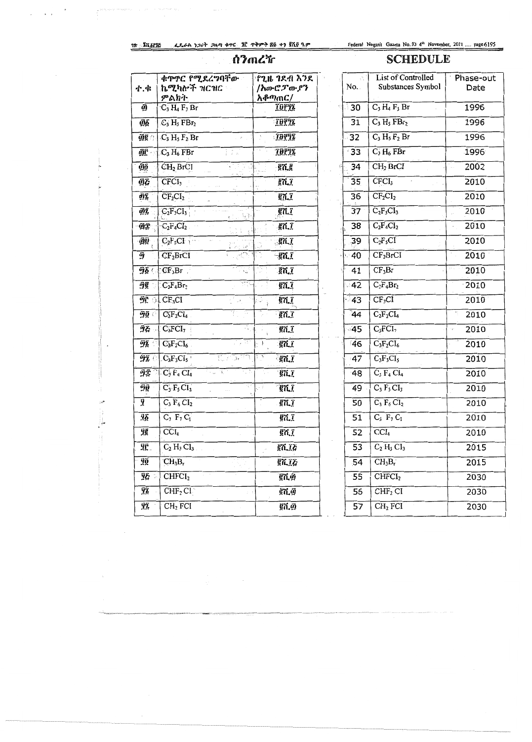# ሰንጠረዥ

| ተ.ቁ | ቁጥጥር የሚደረግባቸው ኬሚካሎች ዝርዝር ምልክት | የጊዜ ገደብ እንደ /አውሮፓውያን አቆጣጠር/ |
|---|---|---|
| ፴ | $C_3H_4F_3Br$ | ፲፱፻፺፮ |
| ፴፩ | $C_3H_5FBr_2$ | ፲፱፻፺፮ |
| ፴፪ | $C_3H_5F_2Br$ | ፲፱፻፺፮ |
| ፴፫ | $C_3H_6FBr$ | ፲፱፻፺፮ |
| ፴፬ | $CH_2BrCl$ | ፪ሺ፪ |
| ፴፭ | $CFCl_3$ | ፪ሺ፲ |
| ፴፮ | $CF_2Cl_2$ | ፪ሺ፲ |
| ፴፯ | $C_2F_3Cl_3$ | ፪ሺ፲ |
| ፴፰ | $C_2F_4Cl_2$ | ፪ሺ፲ |
| ፴፱ | $C_2F_5Cl$ | ፪ሺ፲ |
| ፵ | $CF_2BrCl$ | ፪ሺ፲ |
| ፵፩ | $CF_3Br$ | ፪ሺ፲ |
| ፵፪ | $C_2F_4Br_2$ | ፪ሺ፲ |
| ፵፫ | $CF_3Cl$ | ፪ሺ፲ |
| ፵፬ | $C_2F_2Cl_4$ | ፪ሺ፲ |
| ፵፭ | $C_3FCl_7$ | ፪ሺ፲ |
| ፵፮ | $C_3F_2Cl_6$ | ፪ሺ፲ |
| ፵፯ | $C_3F_3Cl_5$ | ፪ሺ፲ |
| ፵፰ | $C_3F_4Cl_4$ | ፪ሺ፲ |
| ፵፱ | $C_3F_5Cl_3$ | ፪ሺ፲ |
| ፶ | $C_3F_6Cl_2$ | ፪ሺ፲ |
| ፶፩ | $C_3F_7C_1$ | ፪ሺ፲ |
| ፶፪ | $CCl_4$ | ፪ሺ፲ |
| ፶፫ | $C_2H_3Cl_3$ | ፪ሺ፲፭ |
| ፶፬ | $CH_3B_r$ | ፪ሺ፲፭ |
| ፶፭ | $CHFCl_2$ | ፪ሺ፴ |
| ፶፮ | $CHF_2Cl$ | ፪ሺ፴ |
| ፶፯ | $CH_2FCl$ | ፪ሺ፴ |

# SCHEDULE

| No. | List of Controlled Substances Symbol | Phase-out Date |
|---|---|---|
| 30 | $C_3H_4F_3Br$ | 1996 |
| 31 | $C_3H_5FBr_2$ | 1996 |
| 32 | $C_3H_5F_2Br$ | 1996 |
| 33 | $C_3H_6FBr$ | 1996 |
| 34 | $CH_2BrCl$ | 2002 |
| 35 | $CFCl_3$ | 2010 |
| 36 | $CF_2Cl_2$ | 2010 |
| 37 | $C_2F_3Cl_3$ | 2010 |
| 38 | $C_2F_4Cl_2$ | 2010 |
| 39 | $C_2F_5Cl$ | 2010 |
| 40 | $CF_2BrCl$ | 2010 |
| 41 | $CF_3Br$ | 2010 |
| 42 | $C_2F_4Br_2$ | 2010 |
| 43 | $CF_3Cl$ | 2010 |
| 44 | $C_2F_2Cl_4$ | 2010 |
| 45 | $C_3FCl_7$ | 2010 |
| 46 | $C_3F_2Cl_6$ | 2010 |
| 47 | $C_3F_3Cl_5$ | 2010 |
| 48 | $C_3F_4Cl_4$ | 2010 |
| 49 | $C_3F_5Cl_3$ | 2010 |
| 50 | $C_3F_6Cl_2$ | 2010 |
| 51 | $C_3F_7C_1$ | 2010 |
| 52 | $CCl_4$ | 2010 |
| 53 | $C_2H_3Cl_3$ | 2015 |
| 54 | $CH_3B_r$ | 2015 |
| 55 | $CHFCl_2$ | 2030 |
| 56 | $CHF_2Cl$ | 2030 |
| 57 | $CH_2FCl$ | 2030 |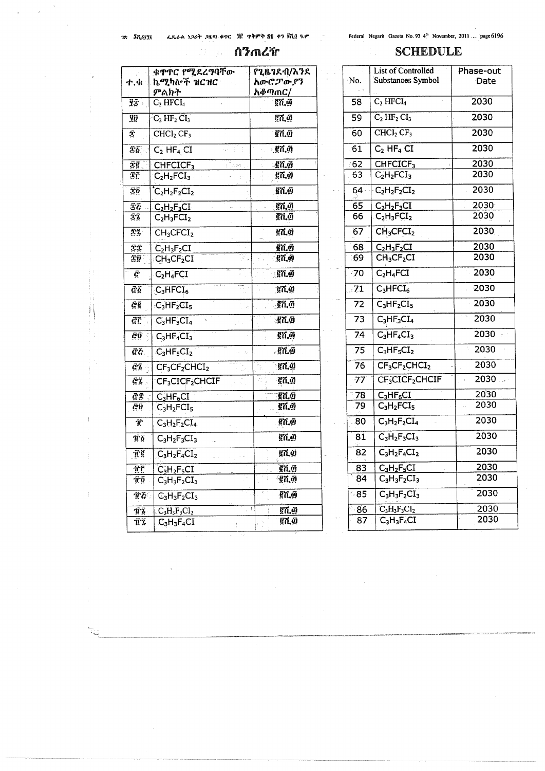# ሰንጠረዥ

| ተ.ቁ | ቁጥጥር የሚደረግባቸው ኬሚካሎች ዝርዝር ምልክት | የጊዜገደብ/እንደ አውሮፓውያን አቆጣጠር/ |
|---|---|---|
| ፶፰ | $C_2HFCl_4$ | ፳፻፴ |
| ፶፱ | $C_2HF_2Cl_3$ | ፳፻፴ |
| ፷ | $CHCl_2CF_3$ | ፳፻፴ |
| ፷፩ | $C_2HF_4Cl$ | ፳፻፴ |
| ፷፪ | $CHFClCF_3$ | ፳፻፴ |
| ፷፫ | $C_2H_2FCl_3$ | ፳፻፴ |
| ፷፬ | $C_2H_2F_2Cl_2$ | ፳፻፴ |
| ፷፭ | $C_2H_2F_3Cl$ | ፳፻፴ |
| ፷፮ | $C_2H_3FCl_2$ | ፳፻፴ |
| ፷፯ | $CH_3CFCl_2$ | ፳፻፴ |
| ፷፰ | $C_2H_3F_2Cl$ | ፳፻፴ |
| ፷፱ | $CH_3CF_2Cl$ | ፳፻፴ |
| ፸ | $C_2H_4FCl$ | ፳፻፴ |
| ፸፩ | $C_3HFCl_6$ | ፳፻፴ |
| ፸፪ | $C_3HF_2Cl_5$ | ፳፻፴ |
| ፸፫ | $C_3HF_3Cl_4$ | ፳፻፴ |
| ፸፬ | $C_3HF_4Cl_3$ | ፳፻፴ |
| ፸፭ | $C_3HF_5Cl_2$ | ፳፻፴ |
| ፸፮ | $CF_3CF_2CHCl_2$ | ፳፻፴ |
| ፸፯ | $CF_3ClCF_2CHClF$ | ፳፻፴ |
| ፸፰ | $C_3HF_6Cl$ | ፳፻፴ |
| ፸፱ | $C_3H_2FCl_5$ | ፳፻፴ |
| ፹ | $C_3H_2F_2Cl_4$ | ፳፻፴ |
| ፹፩ | $C_3H_2F_3Cl_3$ | ፳፻፴ |
| ፹፪ | $C_3H_2F_4Cl_2$ | ፳፻፴ |
| ፹፫ | $C_3H_2F_5Cl$ | ፳፻፴ |
| ፹፬ | $C_3H_3F_2Cl_3$ | ፳፻፴ |
| ፹፭ | $C_3H_3F_2Cl_3$ | ፳፻፴ |
| ፹፮ | $C_3H_3F_3Cl_2$ | ፳፻፴ |
| ፹፯ | $C_3H_3F_4Cl$ | ፳፻፴ |

# SCHEDULE

| No. | List of Controlled Substances Symbol | Phase-out Date |
|---|---|---|
| 58 | $C_2HFCl_4$ | 2030 |
| 59 | $C_2HF_2Cl_3$ | 2030 |
| 60 | $CHCl_2CF_3$ | 2030 |
| 61 | $C_2HF_4Cl$ | 2030 |
| 62 | $CHFClCF_3$ | 2030 |
| 63 | $C_2H_2FCl_3$ | 2030 |
| 64 | $C_2H_2F_2Cl_2$ | 2030 |
| 65 | $C_2H_2F_3Cl$ | 2030 |
| 66 | $C_2H_3FCl_2$ | 2030 |
| 67 | $CH_3CFCl_2$ | 2030 |
| 68 | $C_2H_3F_2Cl$ | 2030 |
| 69 | $CH_3CF_2Cl$ | 2030 |
| 70 | $C_2H_4FCl$ | 2030 |
| 71 | $C_3HFCl_6$ | 2030 |
| 72 | $C_3HF_2Cl_5$ | 2030 |
| 73 | $C_3HF_3Cl_4$ | 2030 |
| 74 | $C_3HF_4Cl_3$ | 2030 |
| 75 | $C_3HF_5Cl_2$ | 2030 |
| 76 | $CF_3CF_2CHCl_2$ | 2030 |
| 77 | $CF_3ClCF_2CHClF$ | 2030 |
| 78 | $C_3HF_6Cl$ | 2030 |
| 79 | $C_3H_2FCl_5$ | 2030 |
| 80 | $C_3H_2F_2Cl_4$ | 2030 |
| 81 | $C_3H_2F_3Cl_3$ | 2030 |
| 82 | $C_3H_2F_4Cl_2$ | 2030 |
| 83 | $C_3H_2F_5Cl$ | 2030 |
| 84 | $C_3H_3F_2Cl_3$ | 2030 |
| 85 | $C_3H_3F_2Cl_3$ | 2030 |
| 86 | $C_3H_3F_3Cl_2$ | 2030 |
| 87 | $C_3H_3F_4Cl$ | 2030 |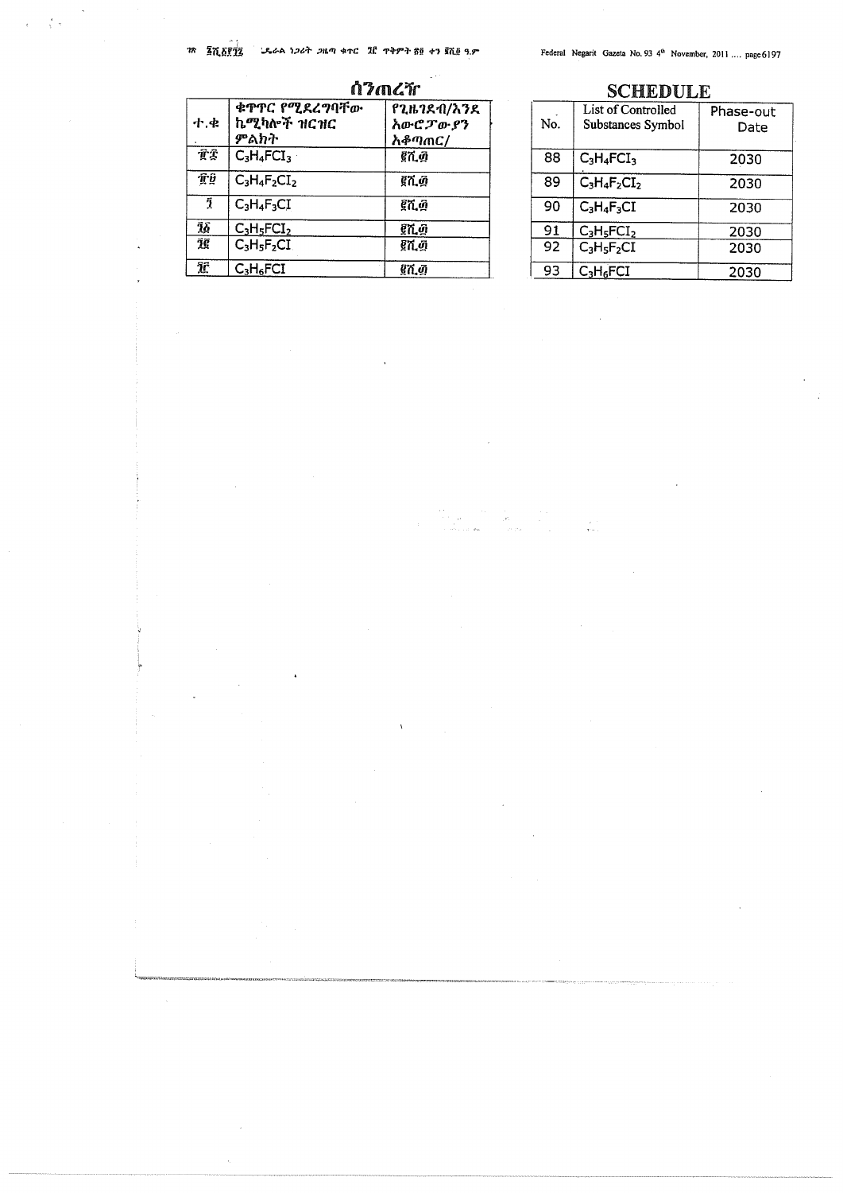## ሰንጠረዥ

| ተ.ቁ | ቁጥጥር የሚደረግባቸው ኬሚካሎች ዝርዝር ምልክት | የጊዜገደብ/እንደ አውሮፓውያን አቆጣጠር/ |
|---|---|---|
| ፹፰ | $C_3H_4FCI_3$ | ፪ሺ፴ |
| ፹፱ | $C_3H_4F_2CI_2$ | ፪ሺ፴ |
| ፺ | $C_3H_4F_3CI$ | ፪ሺ፴ |
| ፺፩ | $C_3H_5FCI_2$ | ፪ሺ፴ |
| ፺፪ | $C_3H_5F_2CI$ | ፪ሺ፴ |
| ፺፫ | $C_3H_6FCI$ | ፪ሺ፴ |

## SCHEDULE

| No. | List of Controlled Substances Symbol | Phase-out Date |
|---|---|---|
| 88 | $C_3H_4FCI_3$ | 2030 |
| 89 | $C_3H_4F_2CI_2$ | 2030 |
| 90 | $C_3H_4F_3CI$ | 2030 |
| 91 | $C_3H_5FCI_2$ | 2030 |
| 92 | $C_3H_5F_2CI$ | 2030 |
| 93 | $C_3H_6FCI$ | 2030 |